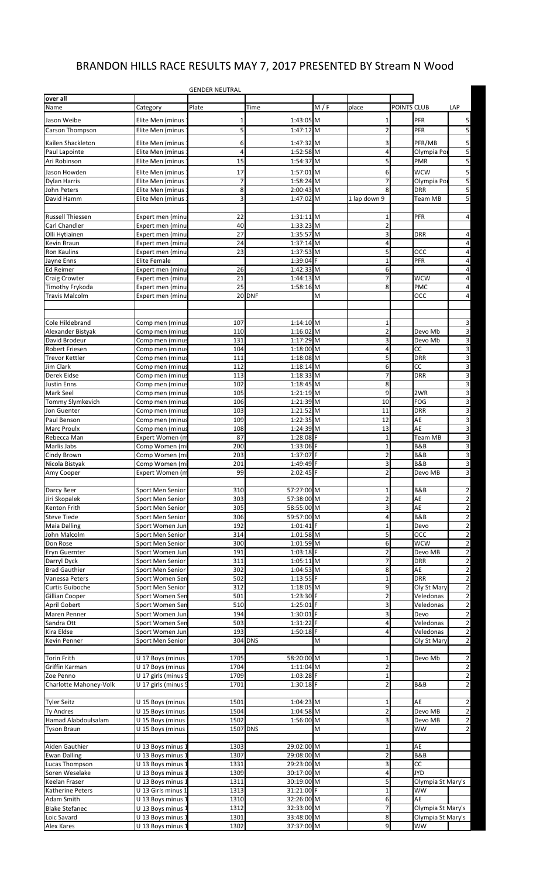# BRANDON HILLS RACE RESULTS MAY 7, 2017 PRESENTED BY Stream N Wood

| over all | | GENDER NEUTRAL | | | | | | |
|---|---|---|---|---|---|---|---|---|
| Name | Category | Plate | Time | M / F | place | POINTS | CLUB | LAP |
| Jason Weibe | Elite Men (minus | 1 | 1:43:05 | M | 1 | | PFR | 5 |
| Carson Thompson | Elite Men (minus | 5 | 1:47:12 | M | 2 | | PFR | 5 |
| Kailen Shackleton | Elite Men (minus | 6 | 1:47:32 | M | 3 | | PFR/MB | 5 |
| Paul Lapointe | Elite Men (minus | 4 | 1:52:58 | M | 4 | | Olympia Po | 5 |
| Ari Robinson | Elite Men (minus | 15 | 1:54:37 | M | 5 | | PMR | 5 |
| Jason Howden | Elite Men (minus | 17 | 1:57:01 | M | 6 | | WCW | 5 |
| Dylan Harris | Elite Men (minus | 7 | 1:58:24 | M | 7 | | Olympia Po | 5 |
| John Peters | Elite Men (minus | 8 | 2:00:43 | M | 8 | | DRR | 5 |
| David Hamm | Elite Men (minus | 3 | 1:47:02 | M | 1 lap down 9 | | Team MB | 5 |
| | | | | | | | | |
| Russell Thiessen | Expert men (minu | 22 | 1:31:11 | M | 1 | | PFR | 4 |
| Carl Chandler | Expert men (minu | 40 | 1:33:23 | M | 2 | | | |
| Olli Hytiainen | Expert men (minu | 27 | 1:35:57 | M | 3 | | DRR | 4 |
| Kevin Braun | Expert men (minu | 24 | 1:37:14 | M | 4 | | | 4 |
| Ron Kaulins | Expert men (minu | 23 | 1:37:53 | M | 5 | | OCC | 4 |
| Jayne Enns | Elite Female | | 1:39:04 | F | 1 | | PFR | 4 |
| Ed Reimer | Expert men (minu | 26 | 1:42:33 | M | 6 | | | 4 |
| Craig Crowter | Expert men (minu | 21 | 1:44:13 | M | 7 | | WCW | 4 |
| Timothy Frykoda | Expert men (minu | 25 | 1:58:16 | M | 8 | | PMC | 4 |
| Travis Malcolm | Expert men (minu | 20 | DNF | M | | | OCC | 4 |
| | | | | | | | | |
| Cole Hildebrand | Comp men (minus | 107 | 1:14:10 | M | 1 | | | 3 |
| Alexander Bistyak | Comp men (minus | 110 | 1:16:02 | M | 2 | | Devo Mb | 3 |
| David Brodeur | Comp men (minus | 131 | 1:17:29 | M | 3 | | Devo Mb | 3 |
| Robert Friesen | Comp men (minus | 104 | 1:18:00 | M | 4 | | CC | 3 |
| Trevor Kettler | Comp men (minus | 111 | 1:18:08 | M | 5 | | DRR | 3 |
| Jim Clark | Comp men (minus | 112 | 1:18:14 | M | 6 | | CC | 3 |
| Derek Eidse | Comp men (minus | 113 | 1:18:33 | M | 7 | | DRR | 3 |
| Justin Enns | Comp men (minus | 102 | 1:18:45 | M | 8 | | | 3 |
| Mark Seel | Comp men (minus | 105 | 1:21:19 | M | 9 | | 2WR | 3 |
| Tommy Slymkevich | Comp men (minus | 106 | 1:21:39 | M | 10 | | FOG | 3 |
| Jon Guenter | Comp men (minus | 103 | 1:21:52 | M | 11 | | DRR | 3 |
| Paul Benson | Comp men (minus | 109 | 1:22:35 | M | 12 | | AE | 3 |
| Marc Proulx | Comp men (minus | 108 | 1:24:39 | M | 13 | | AE | 3 |
| Rebecca Man | Expert Women (m | 87 | 1:28:08 | F | 1 | | Team MB | 3 |
| Marlis Jabs | Comp Women (mi | 200 | 1:33:06 | F | 1 | | B&B | 3 |
| Cindy Brown | Comp Women (mi | 203 | 1:37:07 | F | 2 | | B&B | 3 |
| Nicola Bistyak | Comp Women (mi | 201 | 1:49:49 | F | 3 | | B&B | 3 |
| Amy Cooper | Expert Women (m | 99 | 2:02:45 | F | 2 | | Devo MB | 3 |
| | | | | | | | | |
| Darcy Beer | Sport Men Senior | 310 | 57:27:00 | M | 1 | | B&B | 2 |
| Jiri Skopalek | Sport Men Senior | 303 | 57:38:00 | M | 2 | | AE | 2 |
| Kenton Frith | Sport Men Senior | 305 | 58:55:00 | M | 3 | | AE | 2 |
| Steve Tiede | Sport Men Senior | 306 | 59:57:00 | M | 4 | | B&B | 2 |
| Maia Dalling | Sport Women Jun | 192 | 1:01:41 | F | 1 | | Devo | 2 |
| John Malcolm | Sport Men Senior | 314 | 1:01:58 | M | 5 | | OCC | 2 |
| Don Rose | Sport Men Senior | 300 | 1:01:59 | M | 6 | | WCW | 2 |
| Eryn Guernter | Sport Women Jun | 191 | 1:03:18 | F | 2 | | Devo MB | 2 |
| Darryl Dyck | Sport Men Senior | 311 | 1:05:11 | M | 7 | | DRR | 2 |
| Brad Gauthier | Sport Men Senior | 302 | 1:04:53 | M | 8 | | AE | 2 |
| Vanessa Peters | Sport Women Sen | 502 | 1:13:55 | F | 1 | | DRR | 2 |
| Curtis Guiboche | Sport Men Senior | 312 | 1:18:05 | M | 9 | | Oly St Mary | 2 |
| Gillian Cooper | Sport Women Sen | 501 | 1:23:30 | F | 2 | | Veledonas | 2 |
| April Gobert | Sport Women Sen | 510 | 1:25:01 | F | 3 | | Veledonas | 2 |
| Maren Penner | Sport Women Jun | 194 | 1:30:01 | F | 3 | | Devo | 2 |
| Sandra Ott | Sport Women Sen | 503 | 1:31:22 | F | 4 | | Veledonas | 2 |
| Kira Eldse | Sport Women Jun | 193 | 1:50:18 | F | 4 | | Veledonas | 2 |
| Kevin Penner | Sport Men Senior | 304 | DNS | M | | | Oly St Mary | 2 |
| | | | | | | | | |
| Torin Frith | U 17 Boys (minus | 1705 | 58:20:00 | M | 1 | | Devo Mb | 2 |
| Griffin Karman | U 17 Boys (minus | 1704 | 1:11:04 | M | 2 | | | 2 |
| Zoe Penno | U 17 girls (minus | 1709 | 1:03:28 | F | 1 | | | 2 |
| Charlotte Mahoney-Volk | U 17 girls (minus | 1701 | 1:30:18 | F | 2 | | B&B | 2 |
| | | | | | | | | |
| Tyler Seitz | U 15 Boys (minus | 1501 | 1:04:23 | M | 1 | | AE | 2 |
| Ty Andres | U 15 Boys (minus | 1504 | 1:04:58 | M | 2 | | Devo MB | 2 |
| Hamad Alabdoulsalam | U 15 Boys (minus | 1502 | 1:56:00 | M | 3 | | Devo MB | 2 |
| Tyson Braun | U 15 Boys (minus | 1507 | DNS | M | | | WW | 2 |
| | | | | | | | | |
| Aiden Gauthier | U 13 Boys minus 1 | 1303 | 29:02:00 | M | 1 | | AE | |
| Ewan Dalling | U 13 Boys minus 1 | 1307 | 29:08:00 | M | 2 | | B&B | |
| Lucas Thompson | U 13 Boys minus 1 | 1331 | 29:23:00 | M | 3 | | CC | |
| Soren Weselake | U 13 Boys minus 1 | 1309 | 30:17:00 | M | 4 | | JYD | |
| Keelan Fraser | U 13 Boys minus 1 | 1311 | 30:19:00 | M | 5 | | Olympia St Mary's | |
| Katherine Peters | U 13 Girls minus 1 | 1313 | 31:21:00 | F | 1 | | WW | |
| Adam Smith | U 13 Boys minus 1 | 1310 | 32:26:00 | M | 6 | | AE | |
| Blake Stefanec | U 13 Boys minus 1 | 1312 | 32:33:00 | M | 7 | | Olympia St Mary's | |
| Loic Savard | U 13 Boys minus 1 | 1301 | 33:48:00 | M | 8 | | Olympia St Mary's | |
| Alex Kares | U 13 Boys minus 1 | 1302 | 37:37:00 | M | 9 | | WW | |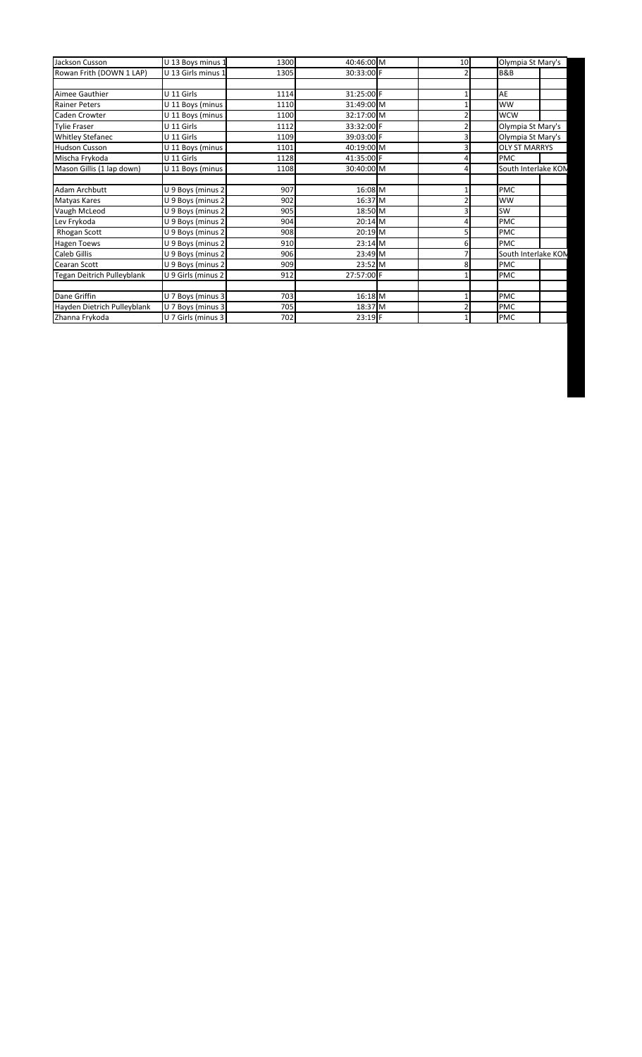| | | | | | | | | |
|---|---|---|---|---|---|---|---|---|
| Jackson Cusson | U 13 Boys minus 1 | 1300 | 40:46:00 | M | 10 | | Olympia St Mary's | |
| Rowan Frith (DOWN 1 LAP) | U 13 Girls minus 1 | 1305 | 30:33:00 | F | 2 | | B&B | |
| | | | | | | | | |
| Aimee Gauthier | U 11 Girls | 1114 | 31:25:00 | F | 1 | | AE | |
| Rainer Peters | U 11 Boys (minus | 1110 | 31:49:00 | M | 1 | | WW | |
| Caden Crowter | U 11 Boys (minus | 1100 | 32:17:00 | M | 2 | | WCW | |
| Tylie Fraser | U 11 Girls | 1112 | 33:32:00 | F | 2 | | Olympia St Mary's | |
| Whitley Stefanec | U 11 Girls | 1109 | 39:03:00 | F | 3 | | Olympia St Mary's | |
| Hudson Cusson | U 11 Boys (minus | 1101 | 40:19:00 | M | 3 | | OLY ST MARRYS | |
| Mischa Frykoda | U 11 Girls | 1128 | 41:35:00 | F | 4 | | PMC | |
| Mason Gillis (1 lap down) | U 11 Boys (minus | 1108 | 30:40:00 | M | 4 | | South Interlake KOM | |
| | | | | | | | | |
| Adam Archbutt | U 9 Boys (minus 2 | 907 | 16:08 | M | 1 | | PMC | |
| Matyas Kares | U 9 Boys (minus 2 | 902 | 16:37 | M | 2 | | WW | |
| Vaugh McLeod | U 9 Boys (minus 2 | 905 | 18:50 | M | 3 | | SW | |
| Lev Frykoda | U 9 Boys (minus 2 | 904 | 20:14 | M | 4 | | PMC | |
| Rhogan Scott | U 9 Boys (minus 2 | 908 | 20:19 | M | 5 | | PMC | |
| Hagen Toews | U 9 Boys (minus 2 | 910 | 23:14 | M | 6 | | PMC | |
| Caleb Gillis | U 9 Boys (minus 2 | 906 | 23:49 | M | 7 | | South Interlake KOM | |
| Cearan Scott | U 9 Boys (minus 2 | 909 | 23:52 | M | 8 | | PMC | |
| Tegan Deitrich Pulleyblank | U 9 Girls (minus 2 | 912 | 27:57:00 | F | 1 | | PMC | |
| | | | | | | | | |
| Dane Griffin | U 7 Boys (minus 3 | 703 | 16:18 | M | 1 | | PMC | |
| Hayden Dietrich Pulleyblank | U 7 Boys (minus 3 | 705 | 18:37 | M | 2 | | PMC | |
| Zhanna Frykoda | U 7 Girls (minus 3 | 702 | 23:19 | F | 1 | | PMC | |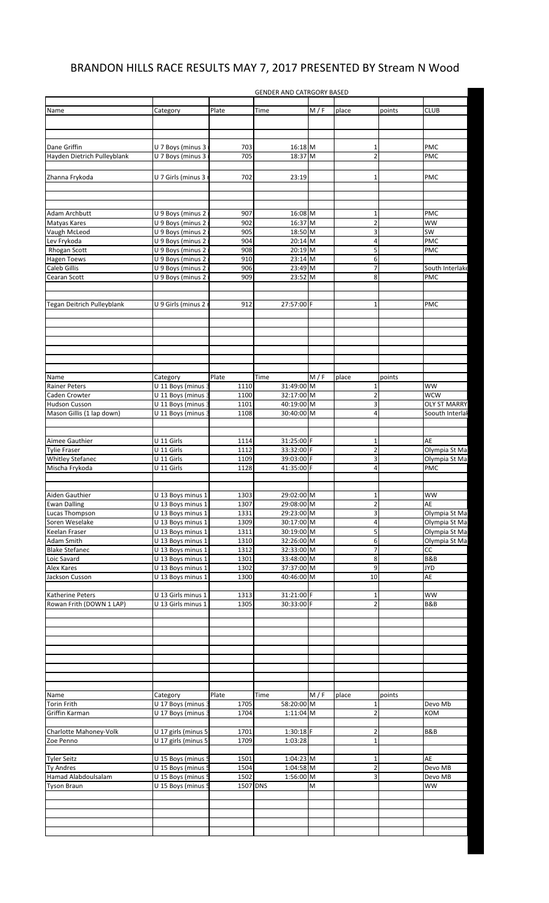# BRANDON HILLS RACE RESULTS MAY 7, 2017 PRESENTED BY Stream N Wood

GENDER AND CATRGORY BASED

| Name | Category | Plate | Time | M / F | place | points | CLUB |
|---|---|---|---|---|---|---|---|
| | | | | | | | |
| Dane Griffin | U 7 Boys (minus 3 | 703 | 16:18 | M | 1 | | PMC |
| Hayden Dietrich Pulleyblank | U 7 Boys (minus 3 | 705 | 18:37 | M | 2 | | PMC |
| | | | | | | | |
| Zhanna Frykoda | U 7 Girls (minus 3 | 702 | 23:19 | | 1 | | PMC |
| | | | | | | | |
| Adam Archbutt | U 9 Boys (minus 2 | 907 | 16:08 | M | 1 | | PMC |
| Matyas Kares | U 9 Boys (minus 2 | 902 | 16:37 | M | 2 | | WW |
| Vaugh McLeod | U 9 Boys (minus 2 | 905 | 18:50 | M | 3 | | SW |
| Lev Frykoda | U 9 Boys (minus 2 | 904 | 20:14 | M | 4 | | PMC |
| Rhogan Scott | U 9 Boys (minus 2 | 908 | 20:19 | M | 5 | | PMC |
| Hagen Toews | U 9 Boys (minus 2 | 910 | 23:14 | M | 6 | | |
| Caleb Gillis | U 9 Boys (minus 2 | 906 | 23:49 | M | 7 | | South Interlake |
| Cearan Scott | U 9 Boys (minus 2 | 909 | 23:52 | M | 8 | | PMC |
| | | | | | | | |
| Tegan Deitrich Pulleyblank | U 9 Girls (minus 2 | 912 | 27:57:00 | F | 1 | | PMC |
| | | | | | | | |
| Name | Category | Plate | Time | M / F | place | points | |
| Rainer Peters | U 11 Boys (minus 3 | 1110 | 31:49:00 | M | 1 | | WW |
| Caden Crowter | U 11 Boys (minus 3 | 1100 | 32:17:00 | M | 2 | | WCW |
| Hudson Cusson | U 11 Boys (minus 3 | 1101 | 40:19:00 | M | 3 | | OLY ST MARRY |
| Mason Gillis (1 lap down) | U 11 Boys (minus 3 | 1108 | 30:40:00 | M | 4 | | Soouth Interlal |
| | | | | | | | |
| Aimee Gauthier | U 11 Girls | 1114 | 31:25:00 | F | 1 | | AE |
| Tylie Fraser | U 11 Girls | 1112 | 33:32:00 | F | 2 | | Olympia St Ma |
| Whitley Stefanec | U 11 Girls | 1109 | 39:03:00 | F | 3 | | Olympia St Ma |
| Mischa Frykoda | U 11 Girls | 1128 | 41:35:00 | F | 4 | | PMC |
| | | | | | | | |
| Aiden Gauthier | U 13 Boys minus 1 | 1303 | 29:02:00 | M | 1 | | WW |
| Ewan Dalling | U 13 Boys minus 1 | 1307 | 29:08:00 | M | 2 | | AE |
| Lucas Thompson | U 13 Boys minus 1 | 1331 | 29:23:00 | M | 3 | | Olympia St Ma |
| Soren Weselake | U 13 Boys minus 1 | 1309 | 30:17:00 | M | 4 | | Olympia St Ma |
| Keelan Fraser | U 13 Boys minus 1 | 1311 | 30:19:00 | M | 5 | | Olympia St Ma |
| Adam Smith | U 13 Boys minus 1 | 1310 | 32:26:00 | M | 6 | | Olympia St Ma |
| Blake Stefanec | U 13 Boys minus 1 | 1312 | 32:33:00 | M | 7 | | CC |
| Loic Savard | U 13 Boys minus 1 | 1301 | 33:48:00 | M | 8 | | B&B |
| Alex Kares | U 13 Boys minus 1 | 1302 | 37:37:00 | M | 9 | | JYD |
| Jackson Cusson | U 13 Boys minus 1 | 1300 | 40:46:00 | M | 10 | | AE |
| | | | | | | | |
| Katherine Peters | U 13 Girls minus 1 | 1313 | 31:21:00 | F | 1 | | WW |
| Rowan Frith (DOWN 1 LAP) | U 13 Girls minus 1 | 1305 | 30:33:00 | F | 2 | | B&B |
| | | | | | | | |
| Name | Category | Plate | Time | M / F | place | points | |
| Torin Frith | U 17 Boys (minus 3 | 1705 | 58:20:00 | M | 1 | | Devo Mb |
| Griffin Karman | U 17 Boys (minus 3 | 1704 | 1:11:04 | M | 2 | | KOM |
| | | | | | | | |
| Charlotte Mahoney-Volk | U 17 girls (minus 5 | 1701 | 1:30:18 | F | 2 | | B&B |
| Zoe Penno | U 17 girls (minus 5 | 1709 | 1:03:28 | | 1 | | |
| | | | | | | | |
| Tyler Seitz | U 15 Boys (minus 5 | 1501 | 1:04:23 | M | 1 | | AE |
| Ty Andres | U 15 Boys (minus 5 | 1504 | 1:04:58 | M | 2 | | Devo MB |
| Hamad Alabdoulsalam | U 15 Boys (minus 5 | 1502 | 1:56:00 | M | 3 | | Devo MB |
| Tyson Braun | U 15 Boys (minus 5 | 1507 | DNS | M | | | WW |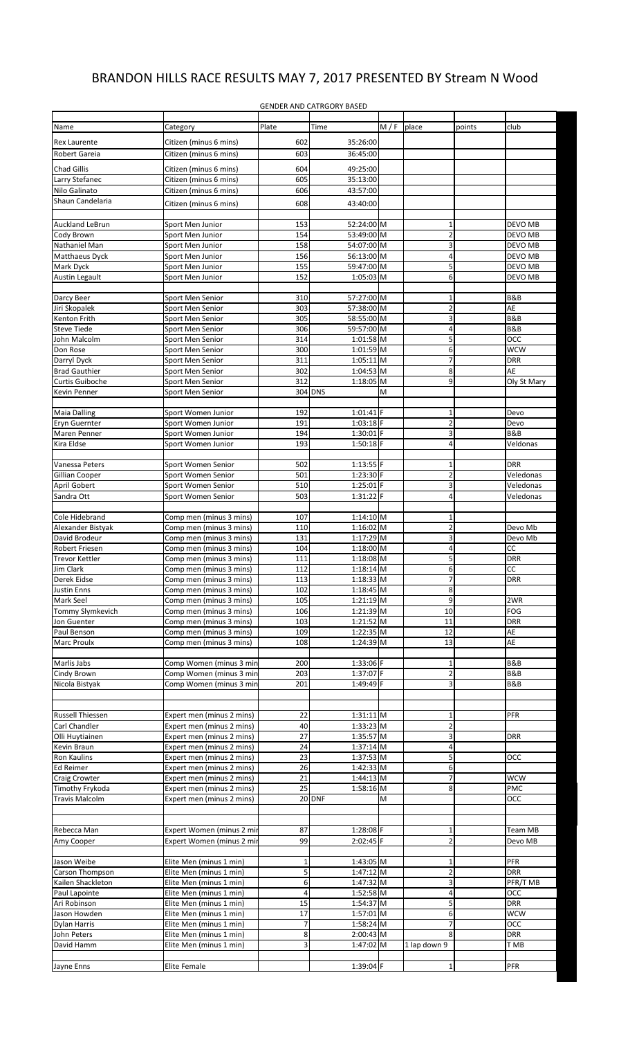# BRANDON HILLS RACE RESULTS MAY 7, 2017 PRESENTED BY Stream N Wood

GENDER AND CATRGORY BASED

| Name | Category | Plate | Time | M / F | place | points | club |
|---|---|---|---|---|---|---|---|
| Rex Laurente | Citizen (minus 6 mins) | 602 | 35:26:00 | | | | |
| Robert Gareia | Citizen (minus 6 mins) | 603 | 36:45:00 | | | | |
| Chad Gillis | Citizen (minus 6 mins) | 604 | 49:25:00 | | | | |
| Larry Stefanec | Citizen (minus 6 mins) | 605 | 35:13:00 | | | | |
| Nilo Galinato | Citizen (minus 6 mins) | 606 | 43:57:00 | | | | |
| Shaun Candelaria | Citizen (minus 6 mins) | 608 | 43:40:00 | | | | |
| | | | | | | | |
| Auckland LeBrun | Sport Men Junior | 153 | 52:24:00 | M | 1 | | DEVO MB |
| Cody Brown | Sport Men Junior | 154 | 53:49:00 | M | 2 | | DEVO MB |
| Nathaniel Man | Sport Men Junior | 158 | 54:07:00 | M | 3 | | DEVO MB |
| Matthaeus Dyck | Sport Men Junior | 156 | 56:13:00 | M | 4 | | DEVO MB |
| Mark Dyck | Sport Men Junior | 155 | 59:47:00 | M | 5 | | DEVO MB |
| Austin Legault | Sport Men Junior | 152 | 1:05:03 | M | 6 | | DEVO MB |
| | | | | | | | |
| Darcy Beer | Sport Men Senior | 310 | 57:27:00 | M | 1 | | B&B |
| Jiri Skopalek | Sport Men Senior | 303 | 57:38:00 | M | 2 | | AE |
| Kenton Frith | Sport Men Senior | 305 | 58:55:00 | M | 3 | | B&B |
| Steve Tiede | Sport Men Senior | 306 | 59:57:00 | M | 4 | | B&B |
| John Malcolm | Sport Men Senior | 314 | 1:01:58 | M | 5 | | OCC |
| Don Rose | Sport Men Senior | 300 | 1:01:59 | M | 6 | | WCW |
| Darryl Dyck | Sport Men Senior | 311 | 1:05:11 | M | 7 | | DRR |
| Brad Gauthier | Sport Men Senior | 302 | 1:04:53 | M | 8 | | AE |
| Curtis Guiboche | Sport Men Senior | 312 | 1:18:05 | M | 9 | | Oly St Mary |
| Kevin Penner | Sport Men Senior | 304 | DNS | M | | | |
| | | | | | | | |
| Maia Dalling | Sport Women Junior | 192 | 1:01:41 | F | 1 | | Devo |
| Eryn Guernter | Sport Women Junior | 191 | 1:03:18 | F | 2 | | Devo |
| Maren Penner | Sport Women Junior | 194 | 1:30:01 | F | 3 | | B&B |
| Kira Eldse | Sport Women Junior | 193 | 1:50:18 | F | 4 | | Veldonas |
| | | | | | | | |
| Vanessa Peters | Sport Women Senior | 502 | 1:13:55 | F | 1 | | DRR |
| Gillian Cooper | Sport Women Senior | 501 | 1:23:30 | F | 2 | | Veledonas |
| April Gobert | Sport Women Senior | 510 | 1:25:01 | F | 3 | | Veledonas |
| Sandra Ott | Sport Women Senior | 503 | 1:31:22 | F | 4 | | Veledonas |
| | | | | | | | |
| Cole Hidebrand | Comp men (minus 3 mins) | 107 | 1:14:10 | M | 1 | | |
| Alexander Bistyak | Comp men (minus 3 mins) | 110 | 1:16:02 | M | 2 | | Devo Mb |
| David Brodeur | Comp men (minus 3 mins) | 131 | 1:17:29 | M | 3 | | Devo Mb |
| Robert Friesen | Comp men (minus 3 mins) | 104 | 1:18:00 | M | 4 | | CC |
| Trevor Kettler | Comp men (minus 3 mins) | 111 | 1:18:08 | M | 5 | | DRR |
| Jim Clark | Comp men (minus 3 mins) | 112 | 1:18:14 | M | 6 | | CC |
| Derek Eidse | Comp men (minus 3 mins) | 113 | 1:18:33 | M | 7 | | DRR |
| Justin Enns | Comp men (minus 3 mins) | 102 | 1:18:45 | M | 8 | | |
| Mark Seel | Comp men (minus 3 mins) | 105 | 1:21:19 | M | 9 | | 2WR |
| Tommy Slymkevich | Comp men (minus 3 mins) | 106 | 1:21:39 | M | 10 | | FOG |
| Jon Guenter | Comp men (minus 3 mins) | 103 | 1:21:52 | M | 11 | | DRR |
| Paul Benson | Comp men (minus 3 mins) | 109 | 1:22:35 | M | 12 | | AE |
| Marc Proulx | Comp men (minus 3 mins) | 108 | 1:24:39 | M | 13 | | AE |
| | | | | | | | |
| Marlis Jabs | Comp Women (minus 3 min | 200 | 1:33:06 | F | 1 | | B&B |
| Cindy Brown | Comp Women (minus 3 min | 203 | 1:37:07 | F | 2 | | B&B |
| Nicola Bistyak | Comp Women (minus 3 min | 201 | 1:49:49 | F | 3 | | B&B |
| | | | | | | | |
| Russell Thiessen | Expert men (minus 2 mins) | 22 | 1:31:11 | M | 1 | | PFR |
| Carl Chandler | Expert men (minus 2 mins) | 40 | 1:33:23 | M | 2 | | |
| Olli Huytiainen | Expert men (minus 2 mins) | 27 | 1:35:57 | M | 3 | | DRR |
| Kevin Braun | Expert men (minus 2 mins) | 24 | 1:37:14 | M | 4 | | |
| Ron Kaulins | Expert men (minus 2 mins) | 23 | 1:37:53 | M | 5 | | OCC |
| Ed Reimer | Expert men (minus 2 mins) | 26 | 1:42:33 | M | 6 | | |
| Craig Crowter | Expert men (minus 2 mins) | 21 | 1:44:13 | M | 7 | | WCW |
| Timothy Frykoda | Expert men (minus 2 mins) | 25 | 1:58:16 | M | 8 | | PMC |
| Travis Malcolm | Expert men (minus 2 mins) | 20 | DNF | M | | | OCC |
| | | | | | | | |
| Rebecca Man | Expert Women (minus 2 mi | 87 | 1:28:08 | F | 1 | | Team MB |
| Amy Cooper | Expert Women (minus 2 mi | 99 | 2:02:45 | F | 2 | | Devo MB |
| | | | | | | | |
| Jason Weibe | Elite Men (minus 1 min) | 1 | 1:43:05 | M | 1 | | PFR |
| Carson Thompson | Elite Men (minus 1 min) | 5 | 1:47:12 | M | 2 | | DRR |
| Kailen Shackleton | Elite Men (minus 1 min) | 6 | 1:47:32 | M | 3 | | PFR/T MB |
| Paul Lapointe | Elite Men (minus 1 min) | 4 | 1:52:58 | M | 4 | | OCC |
| Ari Robinson | Elite Men (minus 1 min) | 15 | 1:54:37 | M | 5 | | DRR |
| Jason Howden | Elite Men (minus 1 min) | 17 | 1:57:01 | M | 6 | | WCW |
| Dylan Harris | Elite Men (minus 1 min) | 7 | 1:58:24 | M | 7 | | OCC |
| John Peters | Elite Men (minus 1 min) | 8 | 2:00:43 | M | 8 | | DRR |
| David Hamm | Elite Men (minus 1 min) | 3 | 1:47:02 | M | 1 lap down 9 | | T MB |
| | | | | | | | |
| Jayne Enns | Elite Female | | 1:39:04 | F | 1 | | PFR |